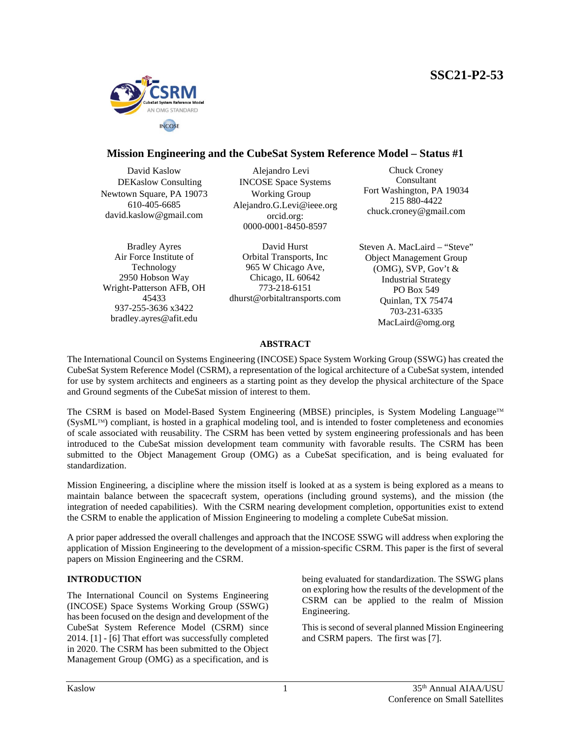SSC21-P2-53

# Mission Engineering and the CubeSat System Reference Model – Status #1

David Kaslow
DEKaslow Consulting
Newtown Square, PA 19073
610-405-6685
david.kaslow@gmail.com

Alejandro Levi
INCOSE Space Systems Working Group
Alejandro.G.Levi@ieee.org
orcid.org: 0000-0001-8450-8597

Chuck Croney
Consultant
Fort Washington, PA 19034
215 880-4422
chuck.croney@gmail.com

Bradley Ayres
Air Force Institute of Technology
2950 Hobson Way
Wright-Patterson AFB, OH 45433
937-255-3636 x3422
bradley.ayres@afit.edu

David Hurst
Orbital Transports, Inc
965 W Chicago Ave,
Chicago, IL 60642
773-218-6151
dhurst@orbitaltransports.com

Steven A. MacLaird – "Steve"
Object Management Group (OMG), SVP, Gov't & Industrial Strategy
PO Box 549
Quinlan, TX 75474
703-231-6335
MacLaird@omg.org

## ABSTRACT

The International Council on Systems Engineering (INCOSE) Space System Working Group (SSWG) has created the CubeSat System Reference Model (CSRM), a representation of the logical architecture of a CubeSat system, intended for use by system architects and engineers as a starting point as they develop the physical architecture of the Space and Ground segments of the CubeSat mission of interest to them.

The CSRM is based on Model-Based System Engineering (MBSE) principles, is System Modeling Language™ (SysML™) compliant, is hosted in a graphical modeling tool, and is intended to foster completeness and economies of scale associated with reusability. The CSRM has been vetted by system engineering professionals and has been introduced to the CubeSat mission development team community with favorable results. The CSRM has been submitted to the Object Management Group (OMG) as a CubeSat specification, and is being evaluated for standardization.

Mission Engineering, a discipline where the mission itself is looked at as a system is being explored as a means to maintain balance between the spacecraft system, operations (including ground systems), and the mission (the integration of needed capabilities). With the CSRM nearing development completion, opportunities exist to extend the CSRM to enable the application of Mission Engineering to modeling a complete CubeSat mission.

A prior paper addressed the overall challenges and approach that the INCOSE SSWG will address when exploring the application of Mission Engineering to the development of a mission-specific CSRM. This paper is the first of several papers on Mission Engineering and the CSRM.

## INTRODUCTION

The International Council on Systems Engineering (INCOSE) Space Systems Working Group (SSWG) has been focused on the design and development of the CubeSat System Reference Model (CSRM) since 2014. [1] - [6] That effort was successfully completed in 2020. The CSRM has been submitted to the Object Management Group (OMG) as a specification, and is being evaluated for standardization. The SSWG plans on exploring how the results of the development of the CSRM can be applied to the realm of Mission Engineering.

This is second of several planned Mission Engineering and CSRM papers. The first was [7].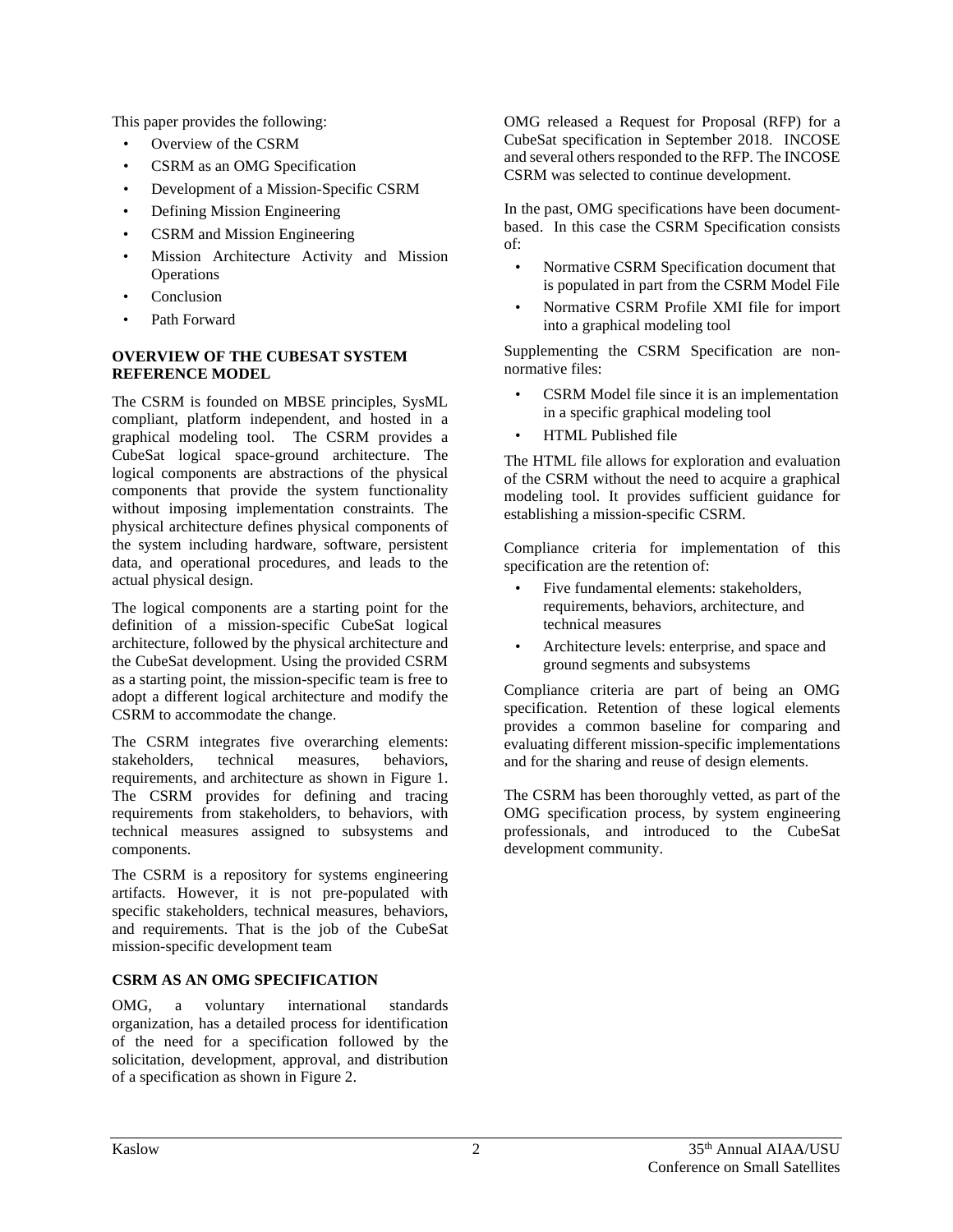This paper provides the following:

- Overview of the CSRM
- CSRM as an OMG Specification
- Development of a Mission-Specific CSRM
- Defining Mission Engineering
- CSRM and Mission Engineering
- Mission Architecture Activity and Mission Operations
- Conclusion
- Path Forward

## OVERVIEW OF THE CUBESAT SYSTEM REFERENCE MODEL

The CSRM is founded on MBSE principles, SysML compliant, platform independent, and hosted in a graphical modeling tool. The CSRM provides a CubeSat logical space-ground architecture. The logical components are abstractions of the physical components that provide the system functionality without imposing implementation constraints. The physical architecture defines physical components of the system including hardware, software, persistent data, and operational procedures, and leads to the actual physical design.

The logical components are a starting point for the definition of a mission-specific CubeSat logical architecture, followed by the physical architecture and the CubeSat development. Using the provided CSRM as a starting point, the mission-specific team is free to adopt a different logical architecture and modify the CSRM to accommodate the change.

The CSRM integrates five overarching elements: stakeholders, technical measures, behaviors, requirements, and architecture as shown in Figure 1. The CSRM provides for defining and tracing requirements from stakeholders, to behaviors, with technical measures assigned to subsystems and components.

The CSRM is a repository for systems engineering artifacts. However, it is not pre-populated with specific stakeholders, technical measures, behaviors, and requirements. That is the job of the CubeSat mission-specific development team

## CSRM AS AN OMG SPECIFICATION

OMG, a voluntary international standards organization, has a detailed process for identification of the need for a specification followed by the solicitation, development, approval, and distribution of a specification as shown in Figure 2.

OMG released a Request for Proposal (RFP) for a CubeSat specification in September 2018. INCOSE and several others responded to the RFP. The INCOSE CSRM was selected to continue development.

In the past, OMG specifications have been document-based. In this case the CSRM Specification consists of:

- Normative CSRM Specification document that is populated in part from the CSRM Model File
- Normative CSRM Profile XMI file for import into a graphical modeling tool

Supplementing the CSRM Specification are non-normative files:

- CSRM Model file since it is an implementation in a specific graphical modeling tool
- HTML Published file

The HTML file allows for exploration and evaluation of the CSRM without the need to acquire a graphical modeling tool. It provides sufficient guidance for establishing a mission-specific CSRM.

Compliance criteria for implementation of this specification are the retention of:

- Five fundamental elements: stakeholders, requirements, behaviors, architecture, and technical measures
- Architecture levels: enterprise, and space and ground segments and subsystems

Compliance criteria are part of being an OMG specification. Retention of these logical elements provides a common baseline for comparing and evaluating different mission-specific implementations and for the sharing and reuse of design elements.

The CSRM has been thoroughly vetted, as part of the OMG specification process, by system engineering professionals, and introduced to the CubeSat development community.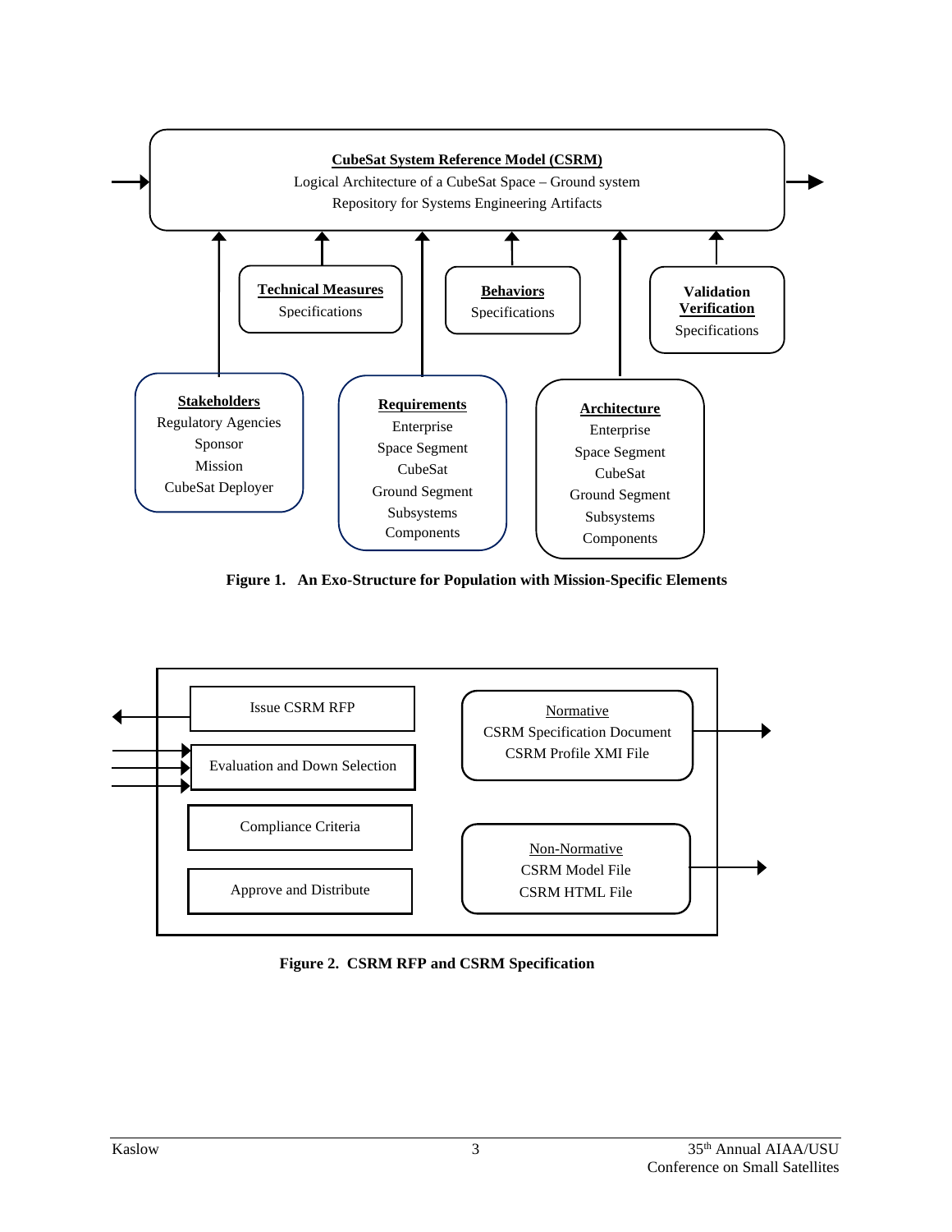**CubeSat System Reference Model (CSRM)**

Logical Architecture of a CubeSat Space – Ground system

Repository for Systems Engineering Artifacts

**Technical Measures**

Specifications

**Behaviors**

Specifications

**Validation**

**Verification**

Specifications

**Stakeholders**

Regulatory Agencies

Sponsor

Mission

CubeSat Deployer

**Requirements**

Enterprise

Space Segment

CubeSat

Ground Segment

Subsystems

Components

**Architecture**

Enterprise

Space Segment

CubeSat

Ground Segment

Subsystems

Components

**Figure 1. An Exo-Structure for Population with Mission-Specific Elements**

Issue CSRM RFP

Evaluation and Down Selection

Compliance Criteria

Approve and Distribute

Normative

CSRM Specification Document

CSRM Profile XMI File

Non-Normative

CSRM Model File

CSRM HTML File

**Figure 2. CSRM RFP and CSRM Specification**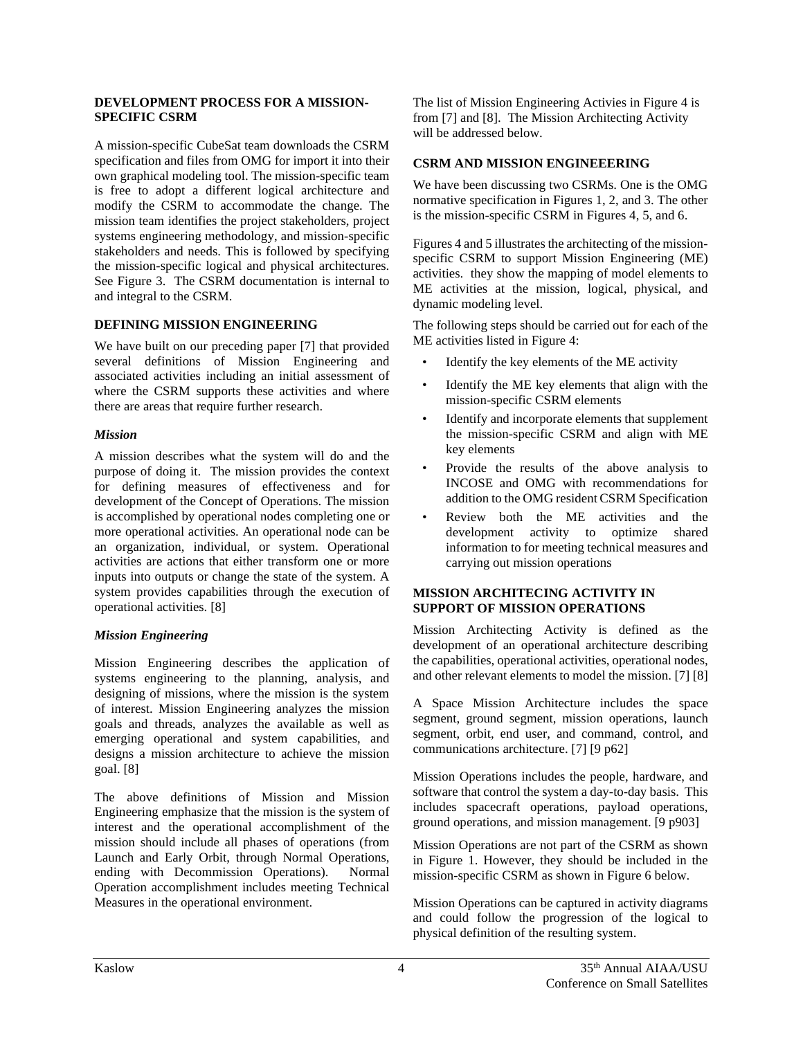## DEVELOPMENT PROCESS FOR A MISSION-SPECIFIC CSRM

A mission-specific CubeSat team downloads the CSRM specification and files from OMG for import it into their own graphical modeling tool. The mission-specific team is free to adopt a different logical architecture and modify the CSRM to accommodate the change. The mission team identifies the project stakeholders, project systems engineering methodology, and mission-specific stakeholders and needs. This is followed by specifying the mission-specific logical and physical architectures. See Figure 3. The CSRM documentation is internal to and integral to the CSRM.

## DEFINING MISSION ENGINEERING

We have built on our preceding paper [7] that provided several definitions of Mission Engineering and associated activities including an initial assessment of where the CSRM supports these activities and where there are areas that require further research.

### *Mission*

A mission describes what the system will do and the purpose of doing it. The mission provides the context for defining measures of effectiveness and for development of the Concept of Operations. The mission is accomplished by operational nodes completing one or more operational activities. An operational node can be an organization, individual, or system. Operational activities are actions that either transform one or more inputs into outputs or change the state of the system. A system provides capabilities through the execution of operational activities. [8]

### *Mission Engineering*

Mission Engineering describes the application of systems engineering to the planning, analysis, and designing of missions, where the mission is the system of interest. Mission Engineering analyzes the mission goals and threads, analyzes the available as well as emerging operational and system capabilities, and designs a mission architecture to achieve the mission goal. [8]

The above definitions of Mission and Mission Engineering emphasize that the mission is the system of interest and the operational accomplishment of the mission should include all phases of operations (from Launch and Early Orbit, through Normal Operations, ending with Decommission Operations). Normal Operation accomplishment includes meeting Technical Measures in the operational environment.

The list of Mission Engineering Activies in Figure 4 is from [7] and [8]. The Mission Architecting Activity will be addressed below.

## CSRM AND MISSION ENGINEEERING

We have been discussing two CSRMs. One is the OMG normative specification in Figures 1, 2, and 3. The other is the mission-specific CSRM in Figures 4, 5, and 6.

Figures 4 and 5 illustrates the architecting of the mission-specific CSRM to support Mission Engineering (ME) activities. they show the mapping of model elements to ME activities at the mission, logical, physical, and dynamic modeling level.

The following steps should be carried out for each of the ME activities listed in Figure 4:

- Identify the key elements of the ME activity
- Identify the ME key elements that align with the mission-specific CSRM elements
- Identify and incorporate elements that supplement the mission-specific CSRM and align with ME key elements
- Provide the results of the above analysis to INCOSE and OMG with recommendations for addition to the OMG resident CSRM Specification
- Review both the ME activities and the development activity to optimize shared information to for meeting technical measures and carrying out mission operations

## MISSION ARCHITECING ACTIVITY IN SUPPORT OF MISSION OPERATIONS

Mission Architecting Activity is defined as the development of an operational architecture describing the capabilities, operational activities, operational nodes, and other relevant elements to model the mission. [7] [8]

A Space Mission Architecture includes the space segment, ground segment, mission operations, launch segment, orbit, end user, and command, control, and communications architecture. [7] [9 p62]

Mission Operations includes the people, hardware, and software that control the system a day-to-day basis. This includes spacecraft operations, payload operations, ground operations, and mission management. [9 p903]

Mission Operations are not part of the CSRM as shown in Figure 1. However, they should be included in the mission-specific CSRM as shown in Figure 6 below.

Mission Operations can be captured in activity diagrams and could follow the progression of the logical to physical definition of the resulting system.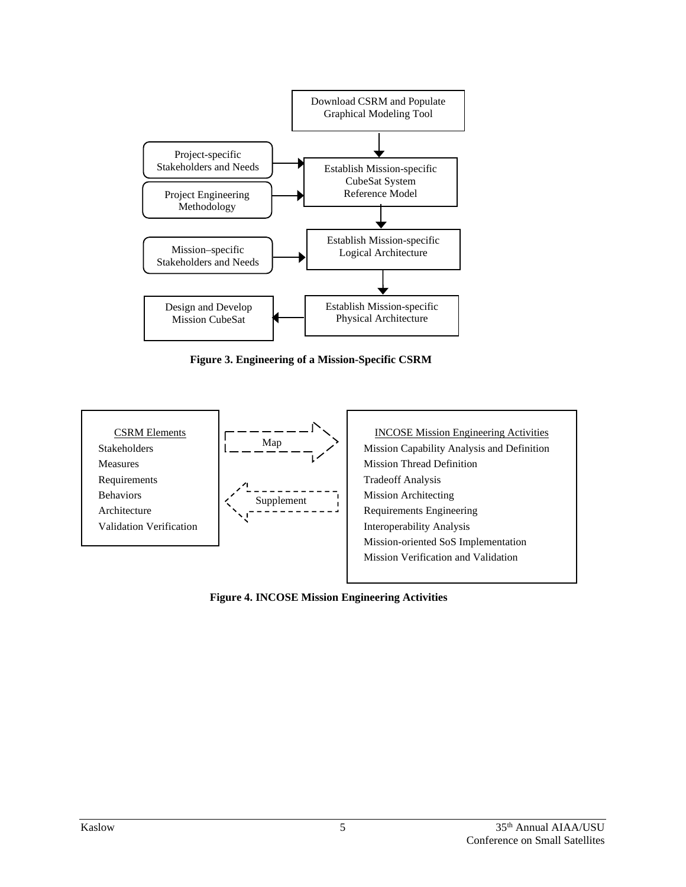Download CSRM and Populate Graphical Modeling Tool

Project-specific Stakeholders and Needs

Project Engineering Methodology

Establish Mission-specific CubeSat System Reference Model

Mission–specific Stakeholders and Needs

Establish Mission-specific Logical Architecture

Design and Develop Mission CubeSat

Establish Mission-specific Physical Architecture

**Figure 3. Engineering of a Mission-Specific CSRM**

CSRM Elements
Stakeholders
Measures
Requirements
Behaviors
Architecture
Validation Verification

Map

Supplement

INCOSE Mission Engineering Activities
Mission Capability Analysis and Definition
Mission Thread Definition
Tradeoff Analysis
Mission Architecting
Requirements Engineering
Interoperability Analysis
Mission-oriented SoS Implementation
Mission Verification and Validation

**Figure 4. INCOSE Mission Engineering Activities**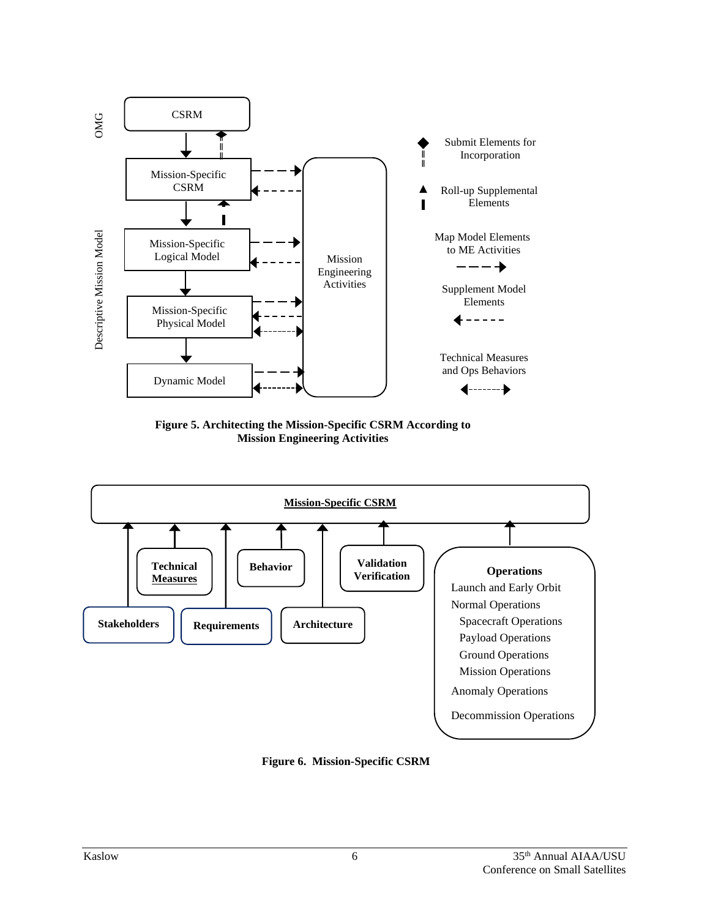OMG

CSRM

Mission-Specific CSRM

Mission-Specific Logical Model

Mission-Specific Physical Model

Dynamic Model

Descriptive Mission Model

Mission Engineering Activities

Submit Elements for Incorporation

Roll-up Supplemental Elements

Map Model Elements to ME Activities

Supplement Model Elements

Technical Measures and Ops Behaviors

**Figure 5. Architecting the Mission-Specific CSRM According to Mission Engineering Activities**

Mission-Specific CSRM

Technical Measures

Behavior

Validation Verification

Stakeholders

Requirements

Architecture

Operations
Launch and Early Orbit
Normal Operations
Spacecraft Operations
Payload Operations
Ground Operations
Mission Operations
Anomaly Operations
Decommission Operations

**Figure 6. Mission-Specific CSRM**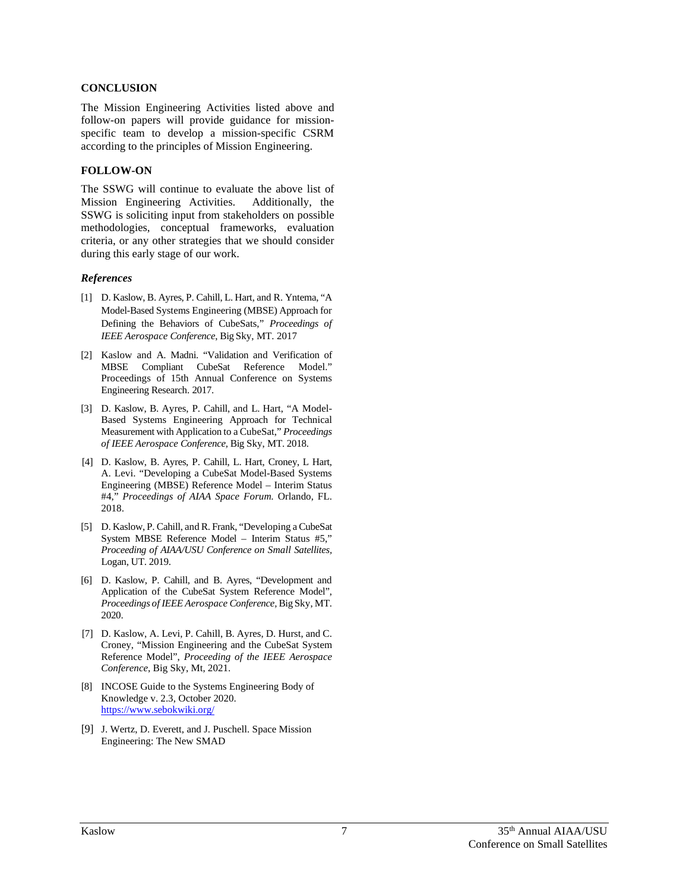## CONCLUSION

The Mission Engineering Activities listed above and follow-on papers will provide guidance for mission-specific team to develop a mission-specific CSRM according to the principles of Mission Engineering.

## FOLLOW-ON

The SSWG will continue to evaluate the above list of Mission Engineering Activities. Additionally, the SSWG is soliciting input from stakeholders on possible methodologies, conceptual frameworks, evaluation criteria, or any other strategies that we should consider during this early stage of our work.

### *References*

[1] D. Kaslow, B. Ayres, P. Cahill, L. Hart, and R. Yntema, "A Model-Based Systems Engineering (MBSE) Approach for Defining the Behaviors of CubeSats," *Proceedings of IEEE Aerospace Conference,* Big Sky, MT. 2017

[2] Kaslow and A. Madni. "Validation and Verification of MBSE Compliant CubeSat Reference Model." Proceedings of 15th Annual Conference on Systems Engineering Research. 2017.

[3] D. Kaslow, B. Ayres, P. Cahill, and L. Hart, "A Model-Based Systems Engineering Approach for Technical Measurement with Application to a CubeSat," *Proceedings of IEEE Aerospace Conference,* Big Sky, MT. 2018.

[4] D. Kaslow, B. Ayres, P. Cahill, L. Hart, Croney, L Hart, A. Levi. "Developing a CubeSat Model-Based Systems Engineering (MBSE) Reference Model – Interim Status #4," *Proceedings of AIAA Space Forum.* Orlando, FL. 2018.

[5] D. Kaslow, P. Cahill, and R. Frank, "Developing a CubeSat System MBSE Reference Model – Interim Status #5," *Proceeding of AIAA/USU Conference on Small Satellites,* Logan, UT. 2019.

[6] D. Kaslow, P. Cahill, and B. Ayres, "Development and Application of the CubeSat System Reference Model", *Proceedings of IEEE Aerospace Conference,* Big Sky, MT. 2020.

[7] D. Kaslow, A. Levi, P. Cahill, B. Ayres, D. Hurst, and C. Croney, "Mission Engineering and the CubeSat System Reference Model", *Proceeding of the IEEE Aerospace Conference*, Big Sky, Mt, 2021.

[8] INCOSE Guide to the Systems Engineering Body of Knowledge v. 2.3, October 2020. https://www.sebokwiki.org/

[9] J. Wertz, D. Everett, and J. Puschell. Space Mission Engineering: The New SMAD